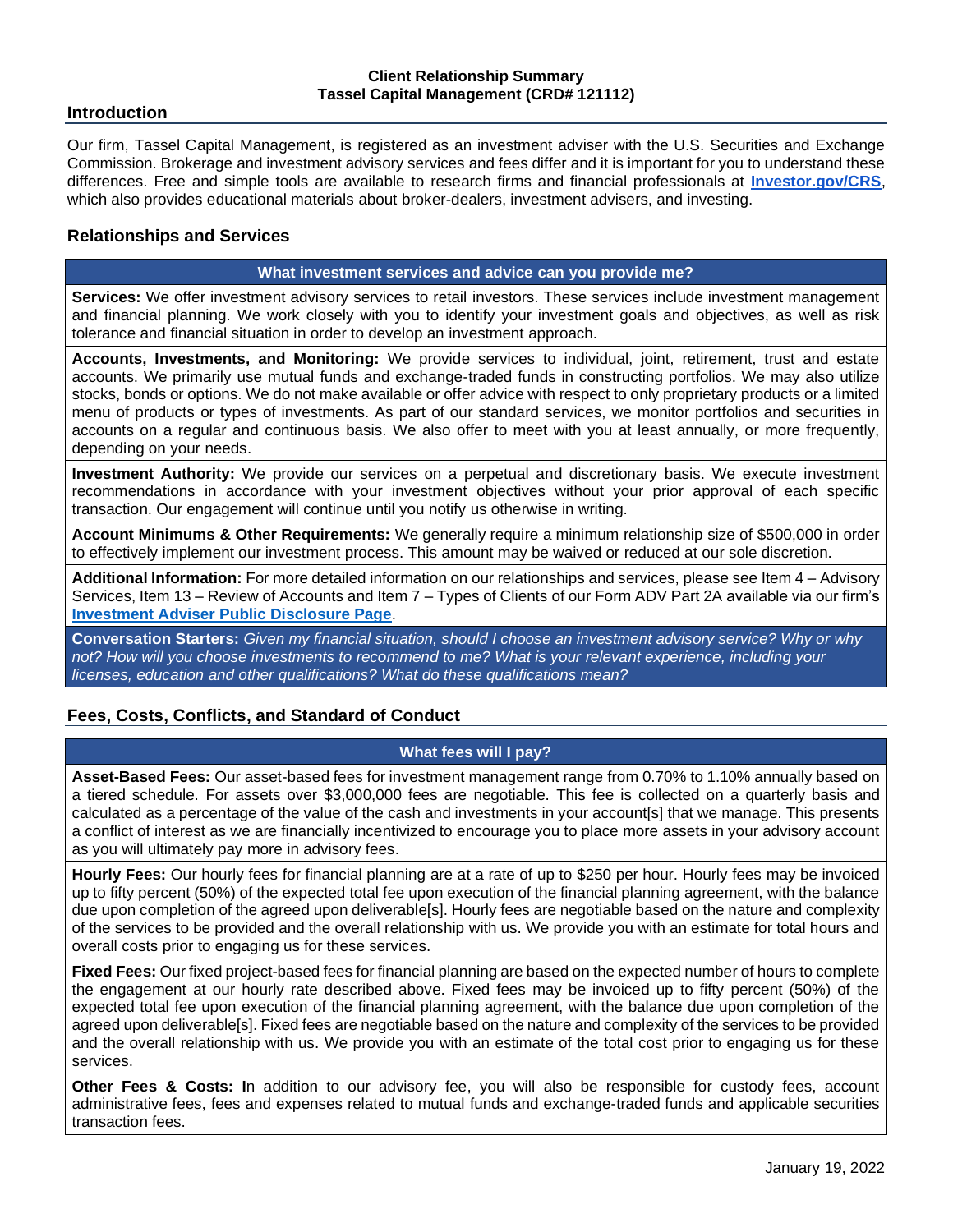**Client Relationship Summary**
**Tassel Capital Management (CRD# 121112)**

## Introduction

Our firm, Tassel Capital Management, is registered as an investment adviser with the U.S. Securities and Exchange Commission. Brokerage and investment advisory services and fees differ and it is important for you to understand these differences. Free and simple tools are available to research firms and financial professionals at **Investor.gov/CRS**, which also provides educational materials about broker-dealers, investment advisers, and investing.

## Relationships and Services

### What investment services and advice can you provide me?

**Services:** We offer investment advisory services to retail investors. These services include investment management and financial planning. We work closely with you to identify your investment goals and objectives, as well as risk tolerance and financial situation in order to develop an investment approach.

**Accounts, Investments, and Monitoring:** We provide services to individual, joint, retirement, trust and estate accounts. We primarily use mutual funds and exchange-traded funds in constructing portfolios. We may also utilize stocks, bonds or options. We do not make available or offer advice with respect to only proprietary products or a limited menu of products or types of investments. As part of our standard services, we monitor portfolios and securities in accounts on a regular and continuous basis. We also offer to meet with you at least annually, or more frequently, depending on your needs.

**Investment Authority:** We provide our services on a perpetual and discretionary basis. We execute investment recommendations in accordance with your investment objectives without your prior approval of each specific transaction. Our engagement will continue until you notify us otherwise in writing.

**Account Minimums & Other Requirements:** We generally require a minimum relationship size of $500,000 in order to effectively implement our investment process. This amount may be waived or reduced at our sole discretion.

**Additional Information:** For more detailed information on our relationships and services, please see Item 4 – Advisory Services, Item 13 – Review of Accounts and Item 7 – Types of Clients of our Form ADV Part 2A available via our firm's **Investment Adviser Public Disclosure Page**.

**Conversation Starters:** *Given my financial situation, should I choose an investment advisory service? Why or why not? How will you choose investments to recommend to me? What is your relevant experience, including your licenses, education and other qualifications? What do these qualifications mean?*

## Fees, Costs, Conflicts, and Standard of Conduct

### What fees will I pay?

**Asset-Based Fees:** Our asset-based fees for investment management range from 0.70% to 1.10% annually based on a tiered schedule. For assets over $3,000,000 fees are negotiable. This fee is collected on a quarterly basis and calculated as a percentage of the value of the cash and investments in your account[s] that we manage. This presents a conflict of interest as we are financially incentivized to encourage you to place more assets in your advisory account as you will ultimately pay more in advisory fees.

**Hourly Fees:** Our hourly fees for financial planning are at a rate of up to $250 per hour. Hourly fees may be invoiced up to fifty percent (50%) of the expected total fee upon execution of the financial planning agreement, with the balance due upon completion of the agreed upon deliverable[s]. Hourly fees are negotiable based on the nature and complexity of the services to be provided and the overall relationship with us. We provide you with an estimate for total hours and overall costs prior to engaging us for these services.

**Fixed Fees:** Our fixed project-based fees for financial planning are based on the expected number of hours to complete the engagement at our hourly rate described above. Fixed fees may be invoiced up to fifty percent (50%) of the expected total fee upon execution of the financial planning agreement, with the balance due upon completion of the agreed upon deliverable[s]. Fixed fees are negotiable based on the nature and complexity of the services to be provided and the overall relationship with us. We provide you with an estimate of the total cost prior to engaging us for these services.

**Other Fees & Costs:** In addition to our advisory fee, you will also be responsible for custody fees, account administrative fees, fees and expenses related to mutual funds and exchange-traded funds and applicable securities transaction fees.

January 19, 2022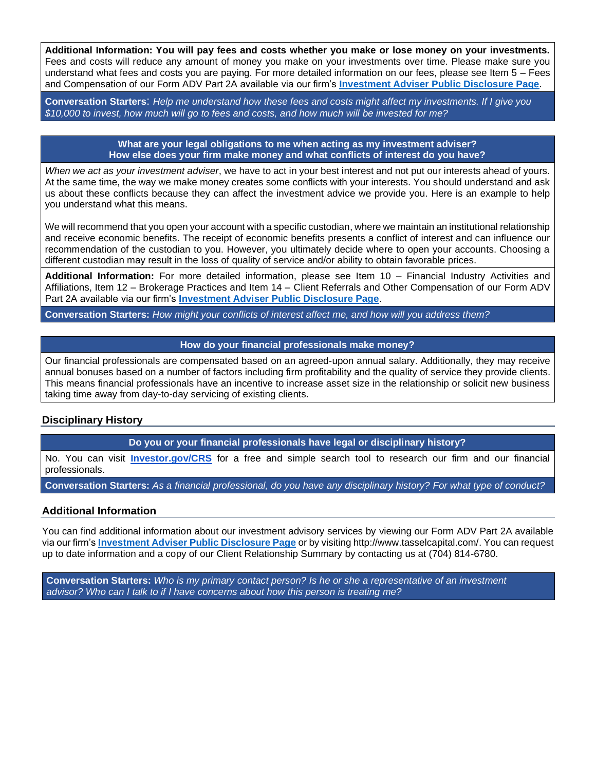**Additional Information: You will pay fees and costs whether you make or lose money on your investments.** Fees and costs will reduce any amount of money you make on your investments over time. Please make sure you understand what fees and costs you are paying. For more detailed information on our fees, please see Item 5 – Fees and Compensation of our Form ADV Part 2A available via our firm's **Investment Adviser Public Disclosure Page**.

**Conversation Starters**: *Help me understand how these fees and costs might affect my investments. If I give you $10,000 to invest, how much will go to fees and costs, and how much will be invested for me?*

**What are your legal obligations to me when acting as my investment adviser?**
**How else does your firm make money and what conflicts of interest do you have?**

*When we act as your investment adviser*, we have to act in your best interest and not put our interests ahead of yours. At the same time, the way we make money creates some conflicts with your interests. You should understand and ask us about these conflicts because they can affect the investment advice we provide you. Here is an example to help you understand what this means.

We will recommend that you open your account with a specific custodian, where we maintain an institutional relationship and receive economic benefits. The receipt of economic benefits presents a conflict of interest and can influence our recommendation of the custodian to you. However, you ultimately decide where to open your accounts. Choosing a different custodian may result in the loss of quality of service and/or ability to obtain favorable prices.

**Additional Information:** For more detailed information, please see Item 10 – Financial Industry Activities and Affiliations, Item 12 – Brokerage Practices and Item 14 – Client Referrals and Other Compensation of our Form ADV Part 2A available via our firm's **Investment Adviser Public Disclosure Page**.

**Conversation Starters:** *How might your conflicts of interest affect me, and how will you address them?*

**How do your financial professionals make money?**

Our financial professionals are compensated based on an agreed-upon annual salary. Additionally, they may receive annual bonuses based on a number of factors including firm profitability and the quality of service they provide clients. This means financial professionals have an incentive to increase asset size in the relationship or solicit new business taking time away from day-to-day servicing of existing clients.

## Disciplinary History

**Do you or your financial professionals have legal or disciplinary history?**

No. You can visit **Investor.gov/CRS** for a free and simple search tool to research our firm and our financial professionals.

**Conversation Starters:** *As a financial professional, do you have any disciplinary history? For what type of conduct?*

## Additional Information

You can find additional information about our investment advisory services by viewing our Form ADV Part 2A available via our firm's **Investment Adviser Public Disclosure Page** or by visiting http://www.tasselcapital.com/. You can request up to date information and a copy of our Client Relationship Summary by contacting us at (704) 814-6780.

**Conversation Starters:** *Who is my primary contact person? Is he or she a representative of an investment advisor? Who can I talk to if I have concerns about how this person is treating me?*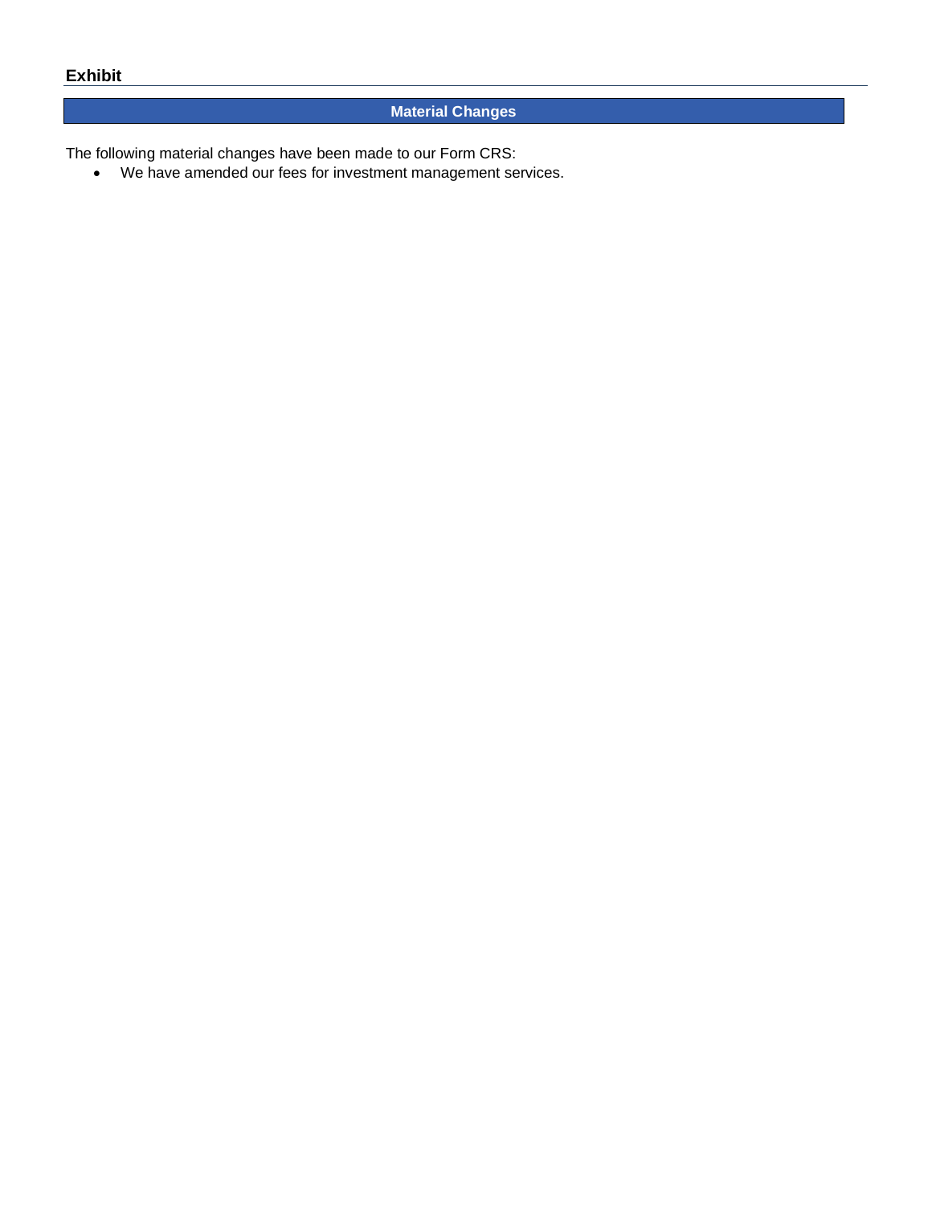## Exhibit

### Material Changes

The following material changes have been made to our Form CRS:

- We have amended our fees for investment management services.